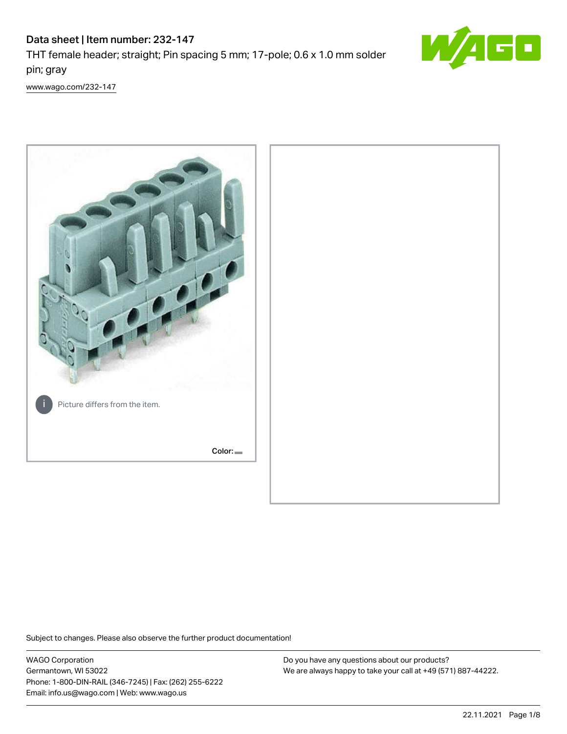# Data sheet | Item number: 232-147

THT female header; straight; Pin spacing 5 mm; 17-pole; 0.6 x 1.0 mm solder pin; gray

www.wago.com/232-147

Picture differs from the item.

Color:

Subject to changes. Please also observe the further product documentation!

WAGO Corporation
Germantown, WI 53022
Phone: 1-800-DIN-RAIL (346-7245) | Fax: (262) 255-6222
Email: info.us@wago.com | Web: www.wago.us

Do you have any questions about our products?
We are always happy to take your call at +49 (571) 887-44222.

22.11.2021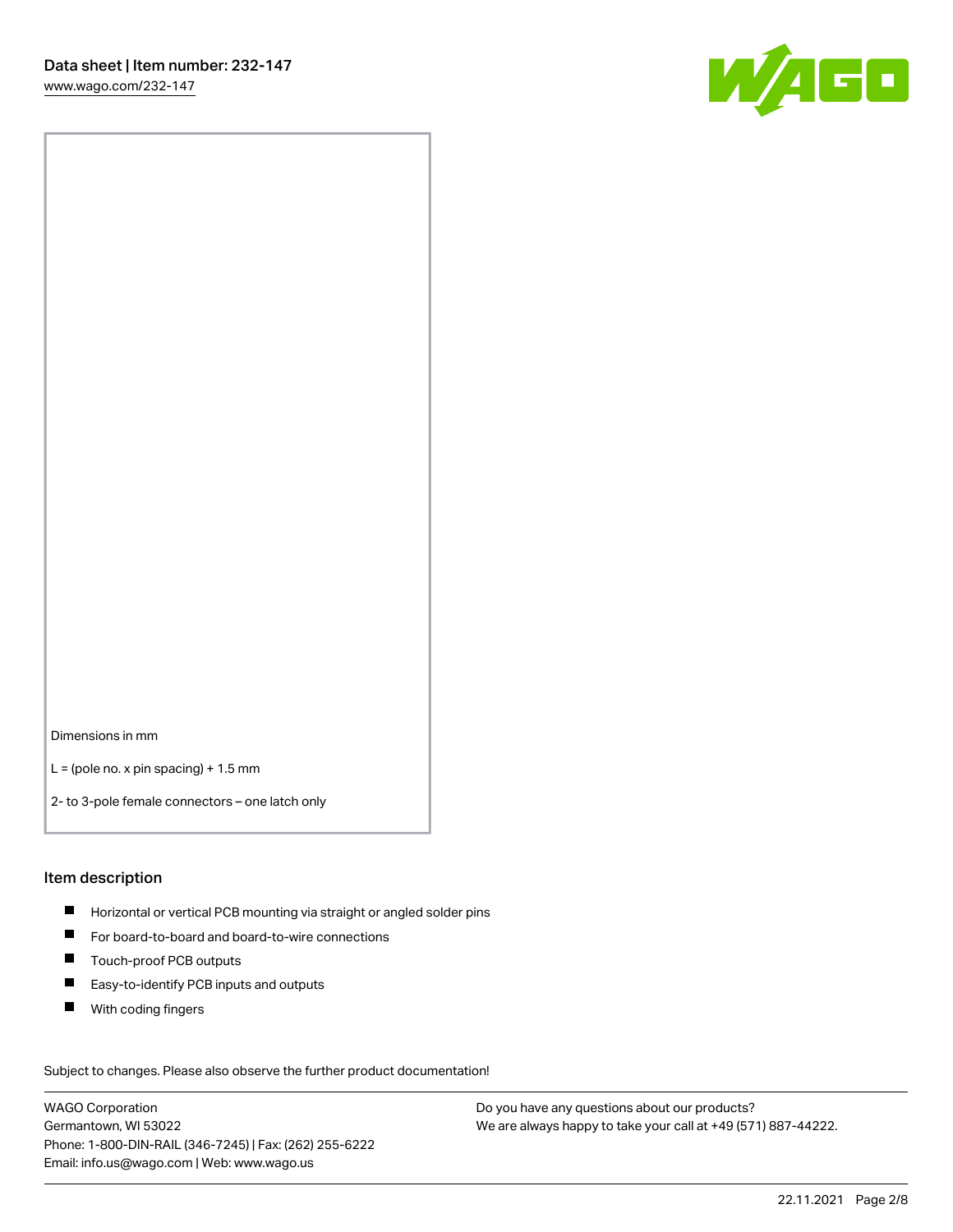Dimensions in mm

L = (pole no. x pin spacing) + 1.5 mm

2- to 3-pole female connectors – one latch only

## Item description

- Horizontal or vertical PCB mounting via straight or angled solder pins
- For board-to-board and board-to-wire connections
- Touch-proof PCB outputs
- Easy-to-identify PCB inputs and outputs
- With coding fingers

Subject to changes. Please also observe the further product documentation!

WAGO Corporation
Germantown, WI 53022
Phone: 1-800-DIN-RAIL (346-7245) | Fax: (262) 255-6222
Email: info.us@wago.com | Web: www.wago.us

Do you have any questions about our products?
We are always happy to take your call at +49 (571) 887-44222.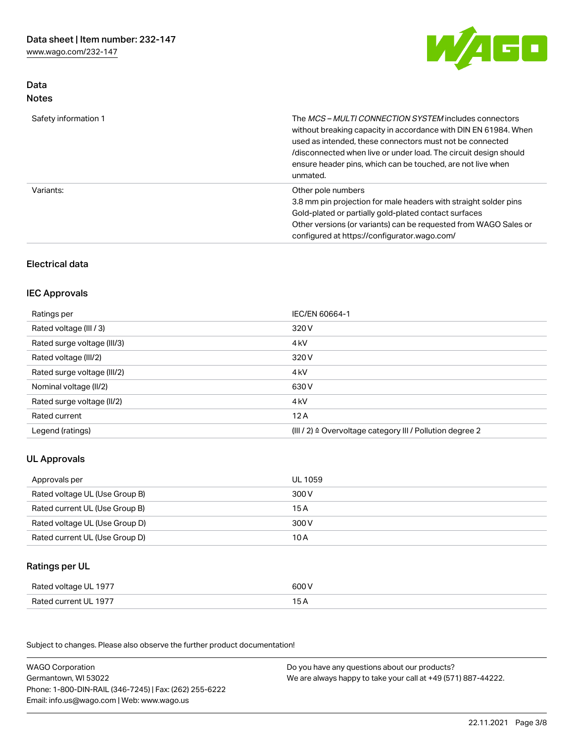## Data
### Notes

| | |
|---|---|
| Safety information 1 | The *MCS – MULTI CONNECTION SYSTEM* includes connectors without breaking capacity in accordance with DIN EN 61984. When used as intended, these connectors must not be connected /disconnected when live or under load. The circuit design should ensure header pins, which can be touched, are not live when unmated. |
| Variants: | Other pole numbers<br>3.8 mm pin projection for male headers with straight solder pins<br>Gold-plated or partially gold-plated contact surfaces<br>Other versions (or variants) can be requested from WAGO Sales or configured at https://configurator.wago.com/ |

## Electrical data

### IEC Approvals

| | |
|---|---|
| Ratings per | IEC/EN 60664-1 |
| Rated voltage (III / 3) | 320 V |
| Rated surge voltage (III/3) | 4 kV |
| Rated voltage (III/2) | 320 V |
| Rated surge voltage (III/2) | 4 kV |
| Nominal voltage (II/2) | 630 V |
| Rated surge voltage (II/2) | 4 kV |
| Rated current | 12 A |
| Legend (ratings) | (III / 2) ≙ Overvoltage category III / Pollution degree 2 |

### UL Approvals

| | |
|---|---|
| Approvals per | UL 1059 |
| Rated voltage UL (Use Group B) | 300 V |
| Rated current UL (Use Group B) | 15 A |
| Rated voltage UL (Use Group D) | 300 V |
| Rated current UL (Use Group D) | 10 A |

### Ratings per UL

| | |
|---|---|
| Rated voltage UL 1977 | 600 V |
| Rated current UL 1977 | 15 A |

Subject to changes. Please also observe the further product documentation!

WAGO Corporation
Germantown, WI 53022
Phone: 1-800-DIN-RAIL (346-7245) | Fax: (262) 255-6222
Email: info.us@wago.com | Web: www.wago.us

Do you have any questions about our products?
We are always happy to take your call at +49 (571) 887-44222.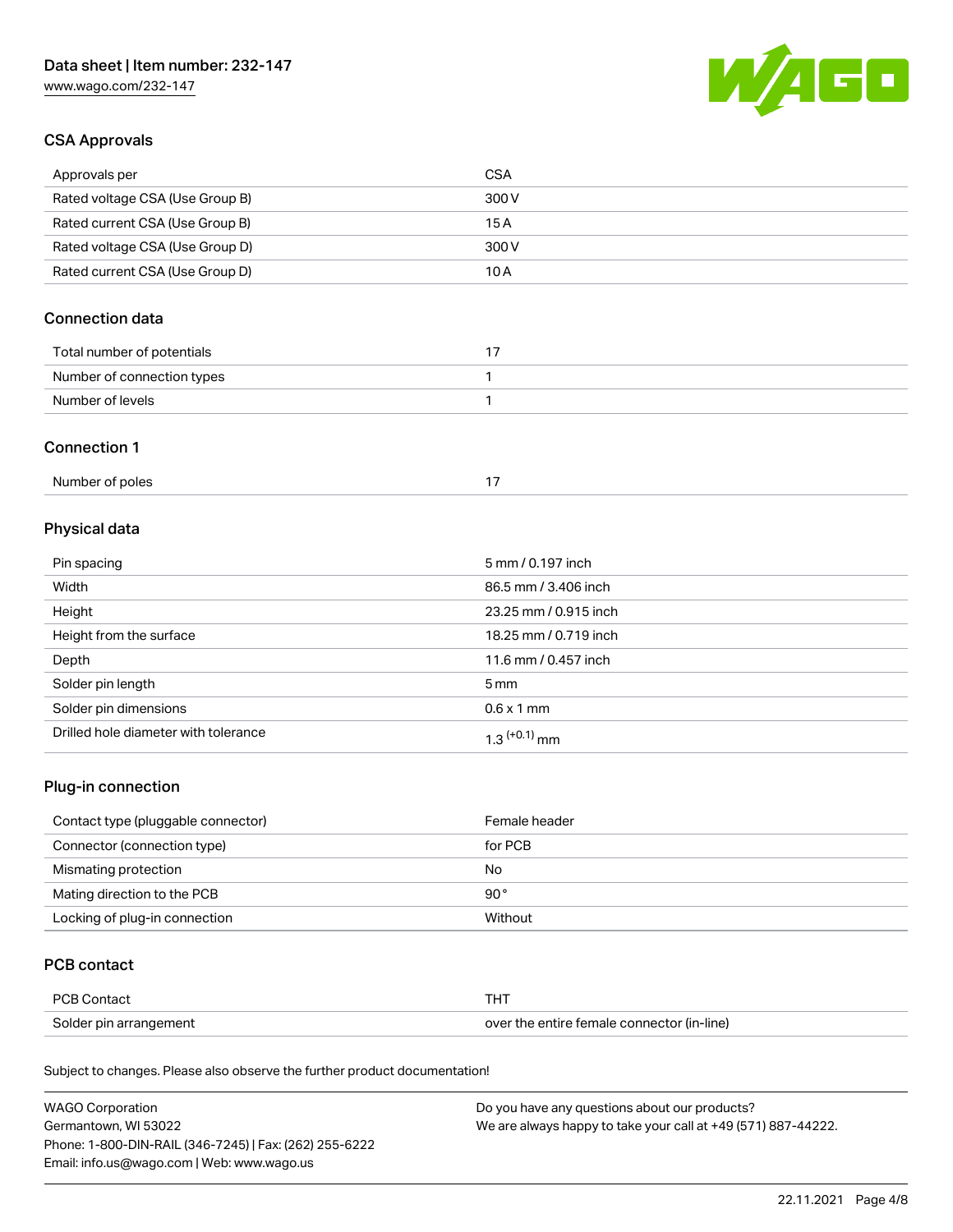## CSA Approvals

| Approvals per | CSA |
| --- | --- |
| Rated voltage CSA (Use Group B) | 300 V |
| Rated current CSA (Use Group B) | 15 A |
| Rated voltage CSA (Use Group D) | 300 V |
| Rated current CSA (Use Group D) | 10 A |

## Connection data

| Total number of potentials | 17 |
| --- | --- |
| Number of connection types | 1 |
| Number of levels | 1 |

## Connection 1

| Number of poles | 17 |
| --- | --- |

## Physical data

| Pin spacing | 5 mm / 0.197 inch |
| --- | --- |
| Width | 86.5 mm / 3.406 inch |
| Height | 23.25 mm / 0.915 inch |
| Height from the surface | 18.25 mm / 0.719 inch |
| Depth | 11.6 mm / 0.457 inch |
| Solder pin length | 5 mm |
| Solder pin dimensions | 0.6 x 1 mm |
| Drilled hole diameter with tolerance | $1.3^{(+0.1)}$ mm |

## Plug-in connection

| Contact type (pluggable connector) | Female header |
| --- | --- |
| Connector (connection type) | for PCB |
| Mismating protection | No |
| Mating direction to the PCB | 90° |
| Locking of plug-in connection | Without |

## PCB contact

| PCB Contact | THT |
| --- | --- |
| Solder pin arrangement | over the entire female connector (in-line) |

Subject to changes. Please also observe the further product documentation!

WAGO Corporation
Germantown, WI 53022
Phone: 1-800-DIN-RAIL (346-7245) | Fax: (262) 255-6222
Email: info.us@wago.com | Web: www.wago.us

Do you have any questions about our products?
We are always happy to take your call at +49 (571) 887-44222.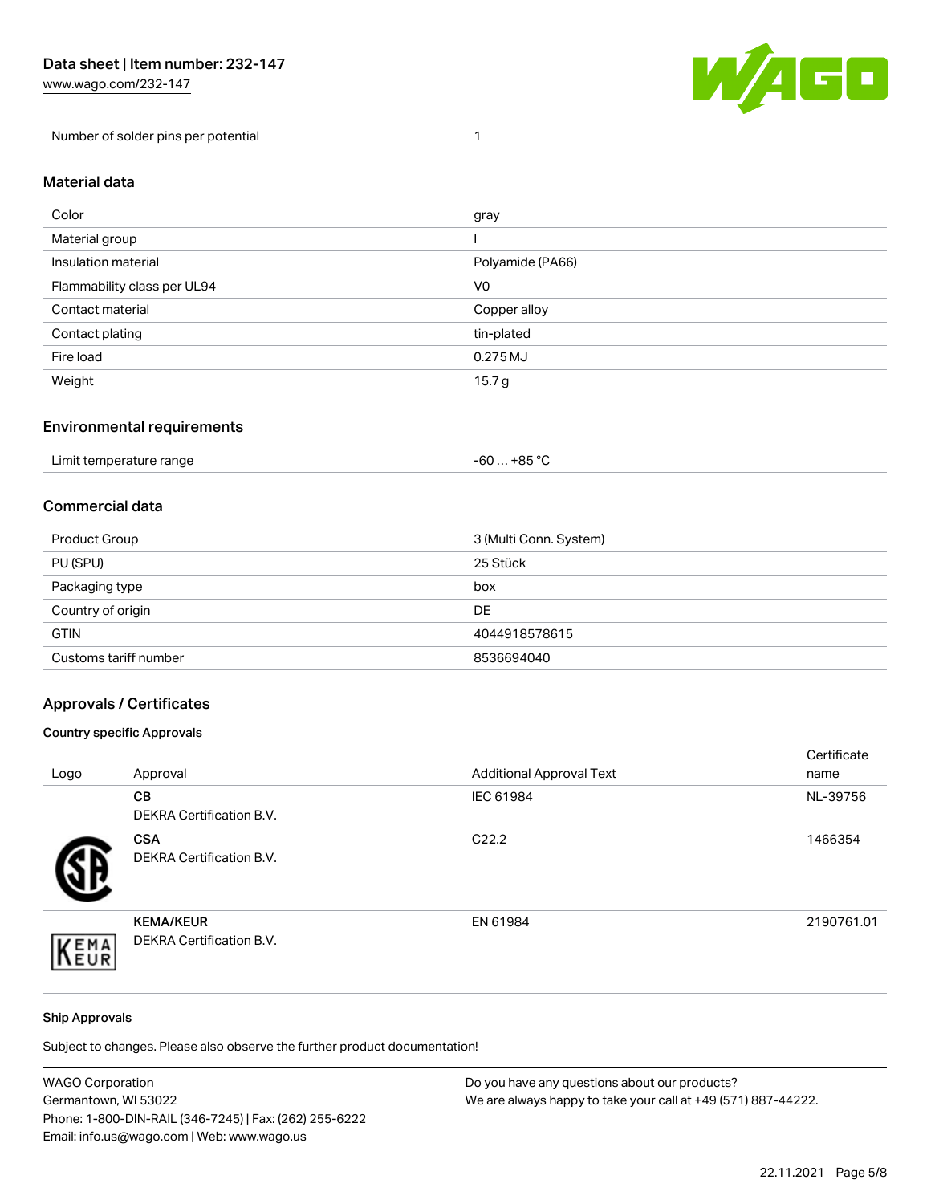| Number of solder pins per potential | 1 |
|---|---|

## Material data

| Color | gray |
|---|---|
| Material group | I |
| Insulation material | Polyamide (PA66) |
| Flammability class per UL94 | V0 |
| Contact material | Copper alloy |
| Contact plating | tin-plated |
| Fire load | 0.275 MJ |
| Weight | 15.7 g |

## Environmental requirements

| Limit temperature range | -60 … +85 °C |
|---|---|

## Commercial data

| Product Group | 3 (Multi Conn. System) |
|---|---|
| PU (SPU) | 25 Stück |
| Packaging type | box |
| Country of origin | DE |
| GTIN | 4044918578615 |
| Customs tariff number | 8536694040 |

## Approvals / Certificates

### Country specific Approvals

| Logo | Approval | Additional Approval Text | Certificate name |
|---|---|---|---|
| | **CB**<br>DEKRA Certification B.V. | IEC 61984 | NL-39756 |
| | **CSA**<br>DEKRA Certification B.V. | C22.2 | 1466354 |
| | **KEMA/KEUR**<br>DEKRA Certification B.V. | EN 61984 | 2190761.01 |

### Ship Approvals

Subject to changes. Please also observe the further product documentation!

WAGO Corporation
Germantown, WI 53022
Phone: 1-800-DIN-RAIL (346-7245) | Fax: (262) 255-6222
Email: info.us@wago.com | Web: www.wago.us

Do you have any questions about our products?
We are always happy to take your call at +49 (571) 887-44222.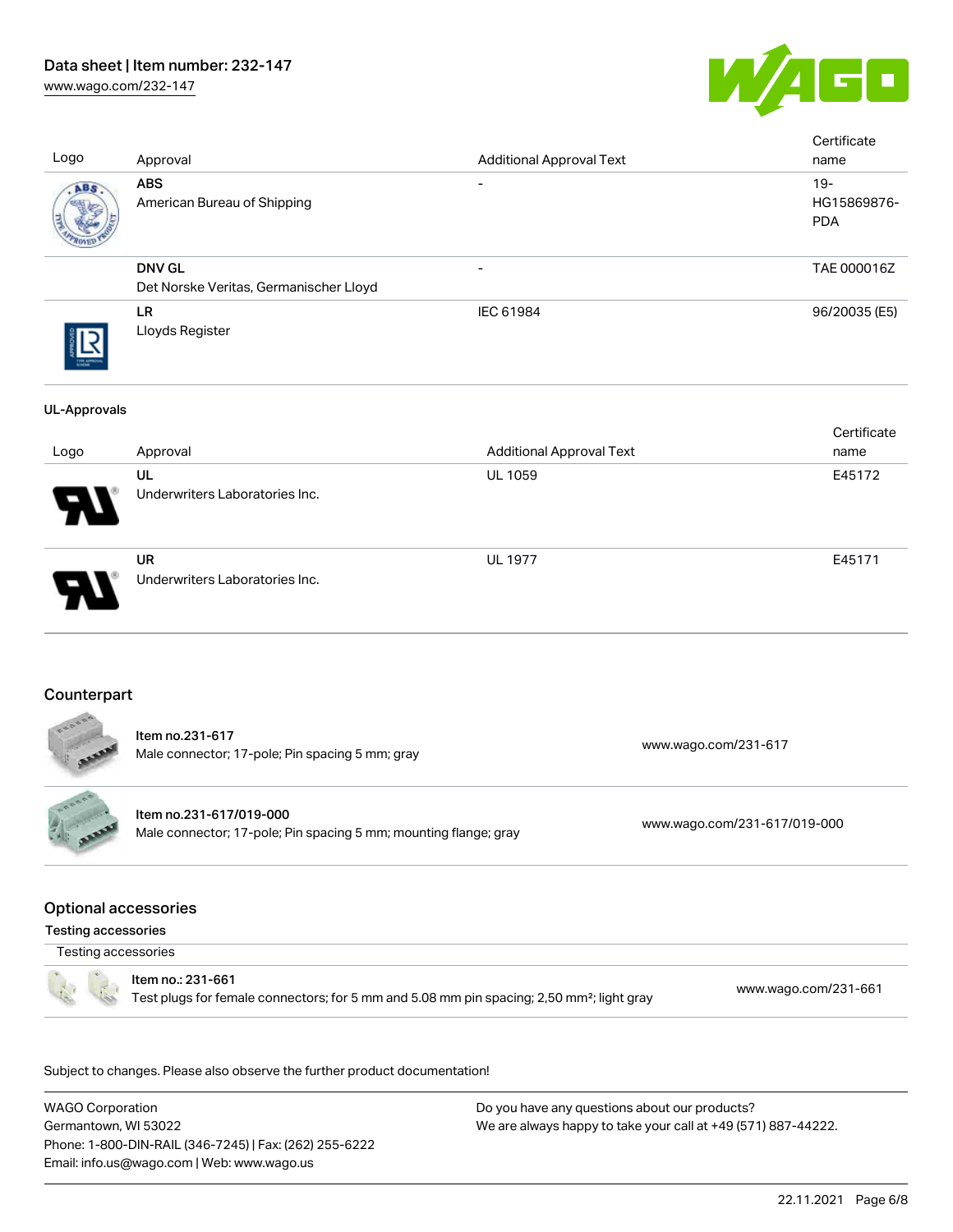| Logo | Approval | Additional Approval Text | Certificate name |
| --- | --- | --- | --- |
| | **ABS**<br>American Bureau of Shipping | - | 19-HG15869876-PDA |
| | **DNV GL**<br>Det Norske Veritas, Germanischer Lloyd | - | TAE 000016Z |
| | **LR**<br>Lloyds Register | IEC 61984 | 96/20035 (E5) |

**UL-Approvals**

| Logo | Approval | Additional Approval Text | Certificate name |
| --- | --- | --- | --- |
| | **UL**<br>Underwriters Laboratories Inc. | UL 1059 | E45172 |
| | **UR**<br>Underwriters Laboratories Inc. | UL 1977 | E45171 |

## Counterpart

| | | |
| --- | --- | --- |
| | **Item no.231-617**<br>Male connector; 17-pole; Pin spacing 5 mm; gray | www.wago.com/231-617 |
| | **Item no.231-617/019-000**<br>Male connector; 17-pole; Pin spacing 5 mm; mounting flange; gray | www.wago.com/231-617/019-000 |

## Optional accessories

**Testing accessories**

Testing accessories

| | | |
| --- | --- | --- |
| | Item no.: 231-661<br>Test plugs for female connectors; for 5 mm and 5.08 mm pin spacing; 2,50 mm²; light gray | www.wago.com/231-661 |

Subject to changes. Please also observe the further product documentation!

WAGO Corporation
Germantown, WI 53022
Phone: 1-800-DIN-RAIL (346-7245) | Fax: (262) 255-6222
Email: info.us@wago.com | Web: www.wago.us

Do you have any questions about our products?
We are always happy to take your call at +49 (571) 887-44222.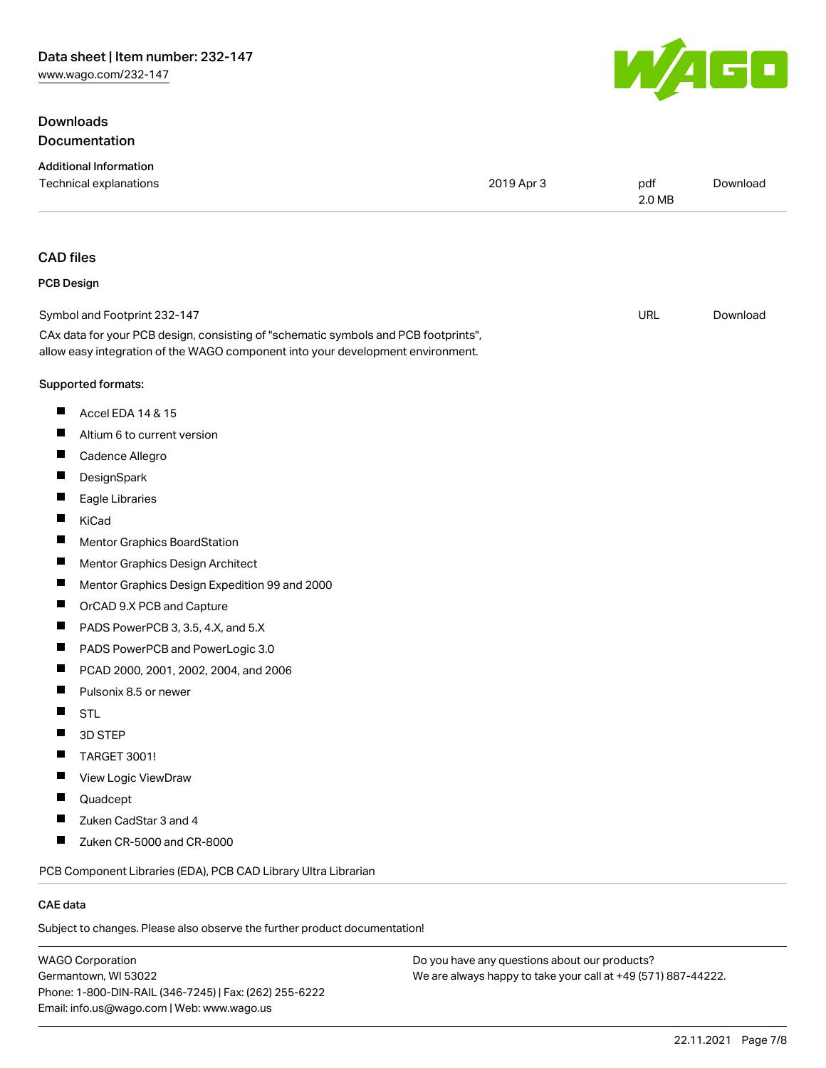## Downloads

## Documentation

### Additional Information

| Technical explanations | 2019 Apr 3 | pdf 2.0 MB | Download |
|---|---|---|---|

## CAD files

### PCB Design

| Symbol and Footprint 232-147 | URL | Download |
|---|---|---|

CAx data for your PCB design, consisting of "schematic symbols and PCB footprints", allow easy integration of the WAGO component into your development environment.

**Supported formats:**

- Accel EDA 14 & 15
- Altium 6 to current version
- Cadence Allegro
- DesignSpark
- Eagle Libraries
- KiCad
- Mentor Graphics BoardStation
- Mentor Graphics Design Architect
- Mentor Graphics Design Expedition 99 and 2000
- OrCAD 9.X PCB and Capture
- PADS PowerPCB 3, 3.5, 4.X, and 5.X
- PADS PowerPCB and PowerLogic 3.0
- PCAD 2000, 2001, 2002, 2004, and 2006
- Pulsonix 8.5 or newer
- STL
- 3D STEP
- TARGET 3001!
- View Logic ViewDraw
- Quadcept
- Zuken CadStar 3 and 4
- Zuken CR-5000 and CR-8000

PCB Component Libraries (EDA), PCB CAD Library Ultra Librarian

### CAE data

Subject to changes. Please also observe the further product documentation!

WAGO Corporation
Germantown, WI 53022
Phone: 1-800-DIN-RAIL (346-7245) | Fax: (262) 255-6222
Email: info.us@wago.com | Web: www.wago.us

Do you have any questions about our products?
We are always happy to take your call at +49 (571) 887-44222.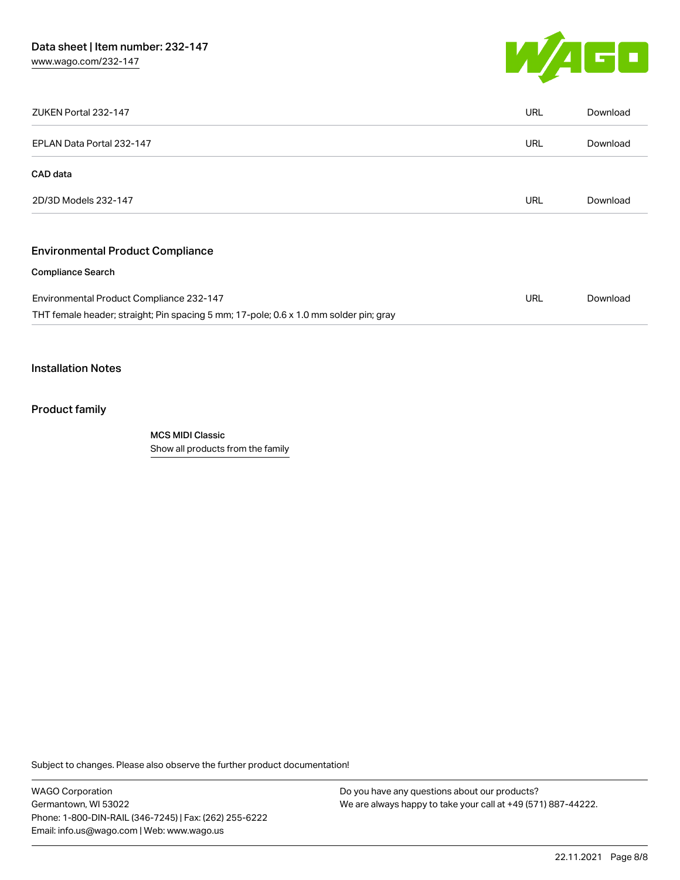| | | |
|---|---|---|
| ZUKEN Portal 232-147 | URL | Download |
| EPLAN Data Portal 232-147 | URL | Download |

**CAD data**

| | | |
|---|---|---|
| 2D/3D Models 232-147 | URL | Download |

## Environmental Product Compliance

**Compliance Search**

| | | |
|---|---|---|
| Environmental Product Compliance 232-147<br>THT female header; straight; Pin spacing 5 mm; 17-pole; 0.6 x 1.0 mm solder pin; gray | URL | Download |

## Installation Notes

## Product family

**MCS MIDI Classic**
Show all products from the family

Subject to changes. Please also observe the further product documentation!

WAGO Corporation
Germantown, WI 53022
Phone: 1-800-DIN-RAIL (346-7245) | Fax: (262) 255-6222
Email: info.us@wago.com | Web: www.wago.us

Do you have any questions about our products?
We are always happy to take your call at +49 (571) 887-44222.

22.11.2021